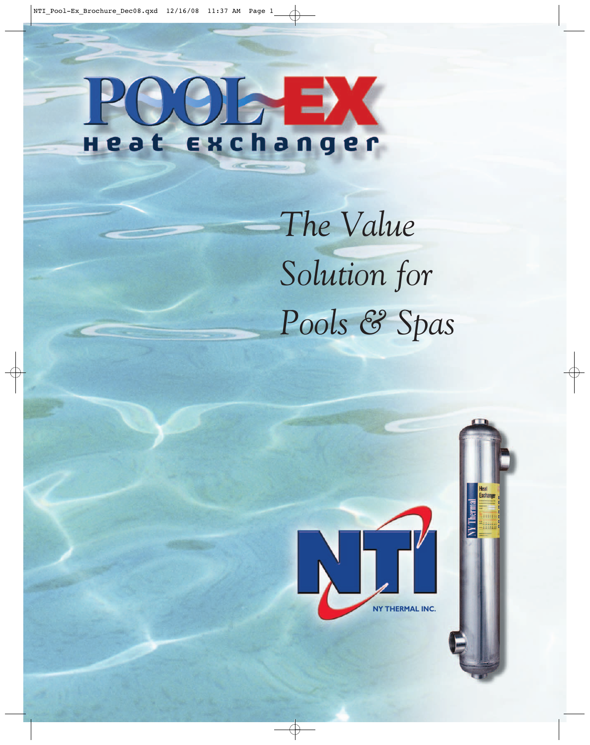# POOL-EX

## Heat exchanger

*The Value Solution for Pools & Spas*

NTI

NY THERMAL INC.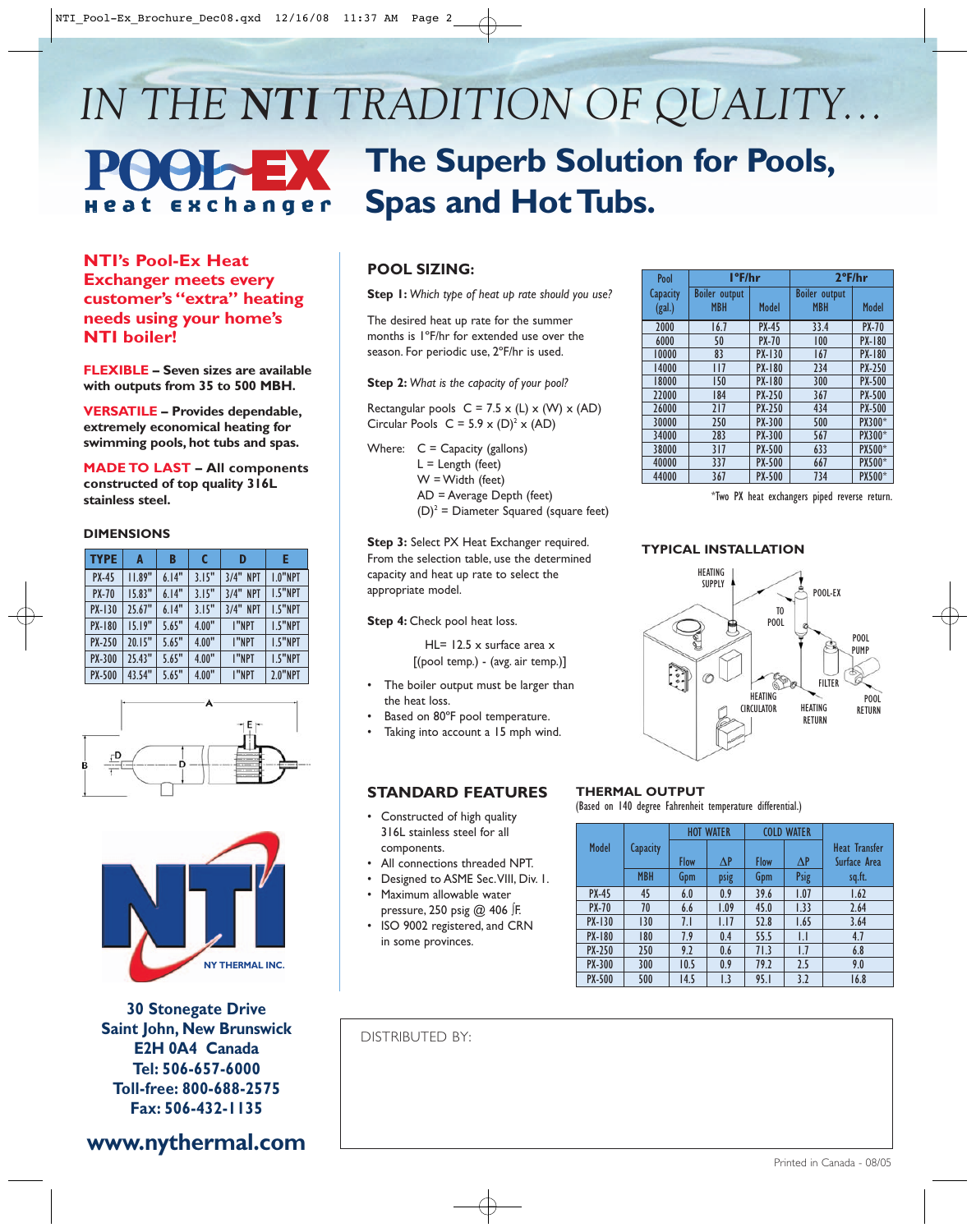# IN THE NTI TRADITION OF QUALITY…

POOL-EX Heat exchanger

## The Superb Solution for Pools, Spas and Hot Tubs.

**NTI's Pool-Ex Heat Exchanger meets every customer's "extra" heating needs using your home's NTI boiler!**

**FLEXIBLE – Seven sizes are available with outputs from 35 to 500 MBH.**

**VERSATILE – Provides dependable, extremely economical heating for swimming pools, hot tubs and spas.**

**MADE TO LAST – All components constructed of top quality 316L stainless steel.**

### DIMENSIONS

| TYPE | A | B | C | D | E |
|---|---|---|---|---|---|
| PX-45 | 11.89" | 6.14" | 3.15" | 3/4" NPT | 1.0"NPT |
| PX-70 | 15.83" | 6.14" | 3.15" | 3/4" NPT | 1.5"NPT |
| PX-130 | 25.67" | 6.14" | 3.15" | 3/4" NPT | 1.5"NPT |
| PX-180 | 15.19" | 5.65" | 4.00" | 1"NPT | 1.5"NPT |
| PX-250 | 20.15" | 5.65" | 4.00" | 1"NPT | 1.5"NPT |
| PX-300 | 25.43" | 5.65" | 4.00" | 1"NPT | 1.5"NPT |
| PX-500 | 43.54" | 5.65" | 4.00" | 1"NPT | 2.0"NPT |

A
E
D
B
D

NY THERMAL INC.

**30 Stonegate Drive**
**Saint John, New Brunswick**
**E2H 0A4 Canada**
**Tel: 506-657-6000**
**Toll-free: 800-688-2575**
**Fax: 506-432-1135**

**www.nythermal.com**

### POOL SIZING:

**Step 1:** *Which type of heat up rate should you use?*

The desired heat up rate for the summer months is 1°F/hr for extended use over the season. For periodic use, 2°F/hr is used.

**Step 2:** *What is the capacity of your pool?*

Rectangular pools C = 7.5 x (L) x (W) x (AD)
Circular Pools C = 5.9 x $(D)^2$ x (AD)

Where: C = Capacity (gallons)
L = Length (feet)
W = Width (feet)
AD = Average Depth (feet)
$(D)^2$ = Diameter Squared (square feet)

**Step 3:** Select PX Heat Exchanger required. From the selection table, use the determined capacity and heat up rate to select the appropriate model.

**Step 4:** Check pool heat loss.

HL= 12.5 x surface area x [(pool temp.) - (avg. air temp.)]

- The boiler output must be larger than the heat loss.
- Based on 80°F pool temperature.
- Taking into account a 15 mph wind.

| Pool Capacity (gal.) | 1°F/hr Boiler output MBH | 1°F/hr Model | 2°F/hr Boiler output MBH | 2°F/hr Model |
|---|---|---|---|---|
| 2000 | 16.7 | PX-45 | 33.4 | PX-70 |
| 6000 | 50 | PX-70 | 100 | PX-180 |
| 10000 | 83 | PX-130 | 167 | PX-180 |
| 14000 | 117 | PX-180 | 234 | PX-250 |
| 18000 | 150 | PX-180 | 300 | PX-500 |
| 22000 | 184 | PX-250 | 367 | PX-500 |
| 26000 | 217 | PX-250 | 434 | PX-500 |
| 30000 | 250 | PX-300 | 500 | PX300* |
| 34000 | 283 | PX-300 | 567 | PX300* |
| 38000 | 317 | PX-500 | 633 | PX500* |
| 40000 | 337 | PX-500 | 667 | PX500* |
| 44000 | 367 | PX-500 | 734 | PX500* |

*Two PX heat exchangers piped reverse return.

### TYPICAL INSTALLATION

HEATING SUPPLY
POOL-EX
TO POOL
POOL PUMP
FILTER
HEATING CIRCULATOR
HEATING RETURN
POOL RETURN

### STANDARD FEATURES

- Constructed of high quality 316L stainless steel for all components.
- All connections threaded NPT.
- Designed to ASME Sec. VIII, Div. 1.
- Maximum allowable water pressure, 250 psig @ 406 °F.
- ISO 9002 registered, and CRN in some provinces.

### THERMAL OUTPUT

(Based on 140 degree Fahrenheit temperature differential.)

| Model | Capacity MBH | HOT WATER Flow Gpm | HOT WATER ΔP psig | COLD WATER Flow Gpm | COLD WATER ΔP Psig | Heat Transfer Surface Area sq.ft. |
|---|---|---|---|---|---|---|
| PX-45 | 45 | 6.0 | 0.9 | 39.6 | 1.07 | 1.62 |
| PX-70 | 70 | 6.6 | 1.09 | 45.0 | 1.33 | 2.64 |
| PX-130 | 130 | 7.1 | 1.17 | 52.8 | 1.65 | 3.64 |
| PX-180 | 180 | 7.9 | 0.4 | 55.5 | 1.1 | 4.7 |
| PX-250 | 250 | 9.2 | 0.6 | 71.3 | 1.7 | 6.8 |
| PX-300 | 300 | 10.5 | 0.9 | 79.2 | 2.5 | 9.0 |
| PX-500 | 500 | 14.5 | 1.3 | 95.1 | 3.2 | 16.8 |

DISTRIBUTED BY:

Printed in Canada - 08/05